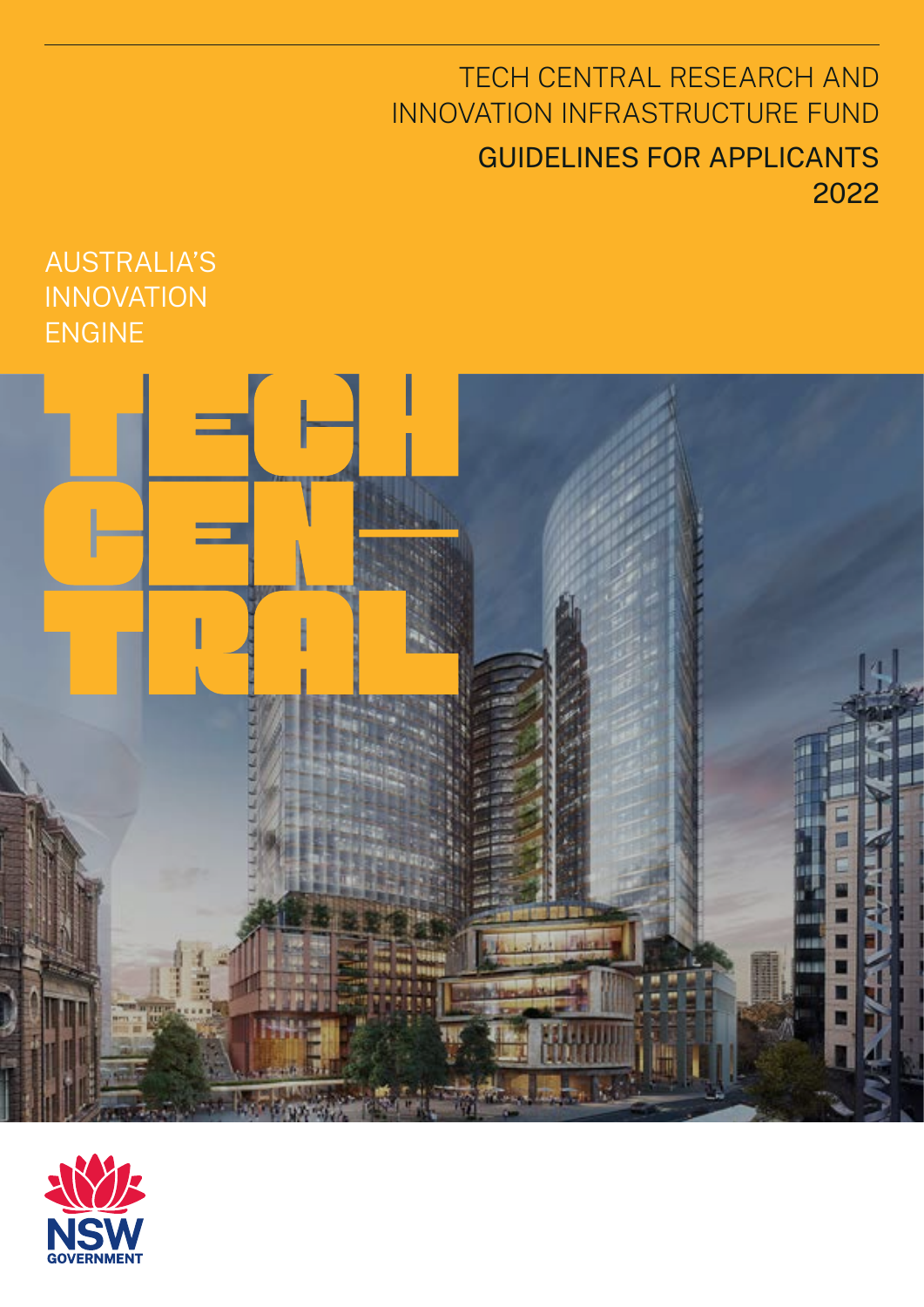# TECH CENTRAL RESEARCH AND INNOVATION INFRASTRUCTURE FUND

## GUIDELINES FOR APPLICANTS 2022

AUSTRALIA'S INNOVATION ENGINE

TECH CENTRAL

NSW GOVERNMENT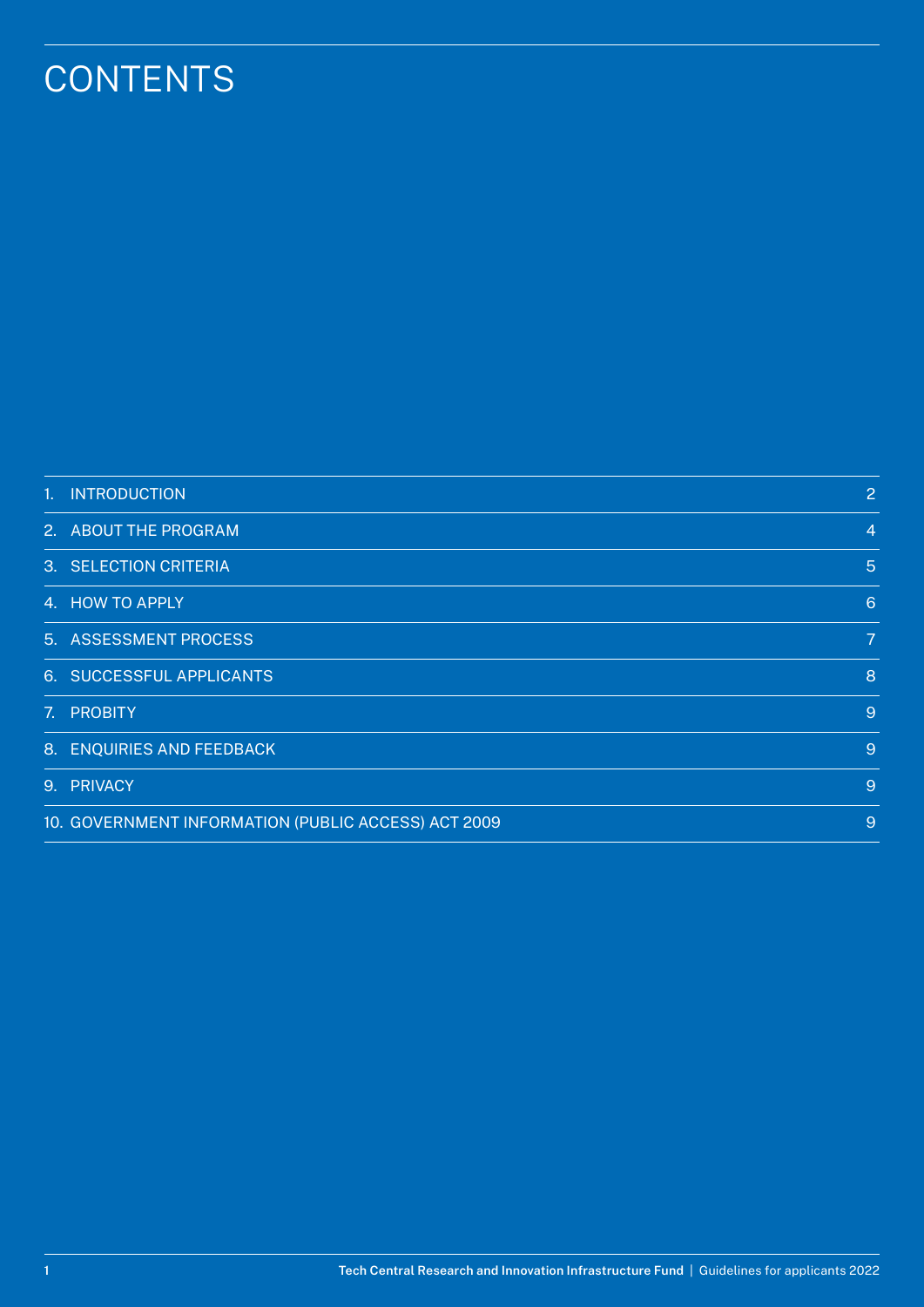# CONTENTS

| | |
|---|---|
| 1. INTRODUCTION | 2 |
| 2. ABOUT THE PROGRAM | 4 |
| 3. SELECTION CRITERIA | 5 |
| 4. HOW TO APPLY | 6 |
| 5. ASSESSMENT PROCESS | 7 |
| 6. SUCCESSFUL APPLICANTS | 8 |
| 7. PROBITY | 9 |
| 8. ENQUIRIES AND FEEDBACK | 9 |
| 9. PRIVACY | 9 |
| 10. GOVERNMENT INFORMATION (PUBLIC ACCESS) ACT 2009 | 9 |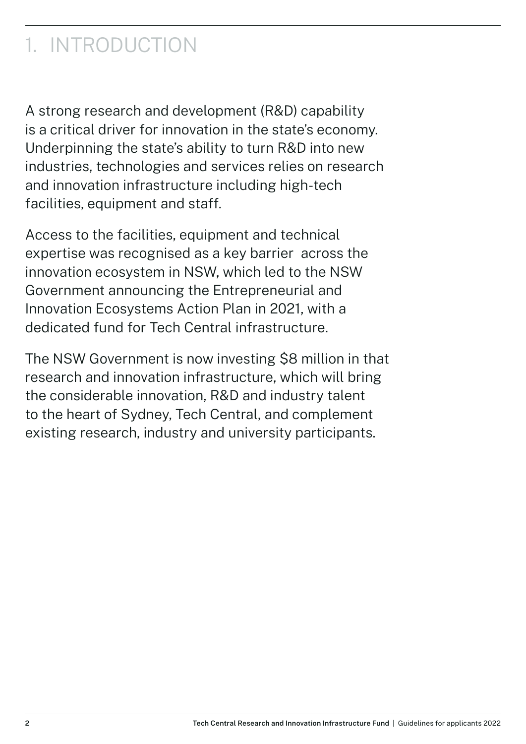# 1. INTRODUCTION

A strong research and development (R&D) capability is a critical driver for innovation in the state's economy. Underpinning the state's ability to turn R&D into new industries, technologies and services relies on research and innovation infrastructure including high-tech facilities, equipment and staff.

Access to the facilities, equipment and technical expertise was recognised as a key barrier across the innovation ecosystem in NSW, which led to the NSW Government announcing the Entrepreneurial and Innovation Ecosystems Action Plan in 2021, with a dedicated fund for Tech Central infrastructure.

The NSW Government is now investing $8 million in that research and innovation infrastructure, which will bring the considerable innovation, R&D and industry talent to the heart of Sydney, Tech Central, and complement existing research, industry and university participants.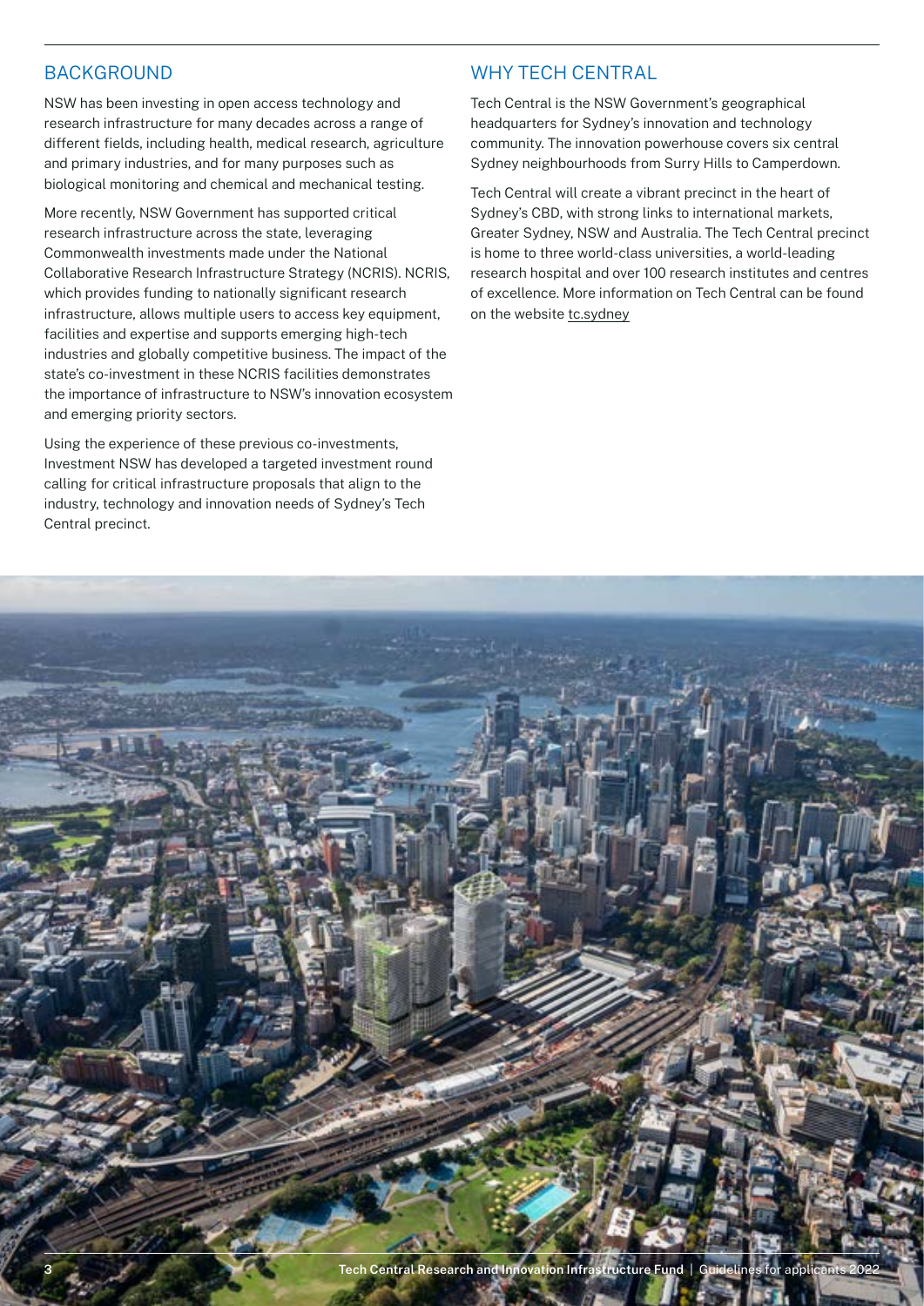## BACKGROUND

NSW has been investing in open access technology and research infrastructure for many decades across a range of different fields, including health, medical research, agriculture and primary industries, and for many purposes such as biological monitoring and chemical and mechanical testing.

More recently, NSW Government has supported critical research infrastructure across the state, leveraging Commonwealth investments made under the National Collaborative Research Infrastructure Strategy (NCRIS). NCRIS, which provides funding to nationally significant research infrastructure, allows multiple users to access key equipment, facilities and expertise and supports emerging high-tech industries and globally competitive business. The impact of the state's co-investment in these NCRIS facilities demonstrates the importance of infrastructure to NSW's innovation ecosystem and emerging priority sectors.

Using the experience of these previous co-investments, Investment NSW has developed a targeted investment round calling for critical infrastructure proposals that align to the industry, technology and innovation needs of Sydney's Tech Central precinct.

## WHY TECH CENTRAL

Tech Central is the NSW Government's geographical headquarters for Sydney's innovation and technology community. The innovation powerhouse covers six central Sydney neighbourhoods from Surry Hills to Camperdown.

Tech Central will create a vibrant precinct in the heart of Sydney's CBD, with strong links to international markets, Greater Sydney, NSW and Australia. The Tech Central precinct is home to three world-class universities, a world-leading research hospital and over 100 research institutes and centres of excellence. More information on Tech Central can be found on the website tc.sydney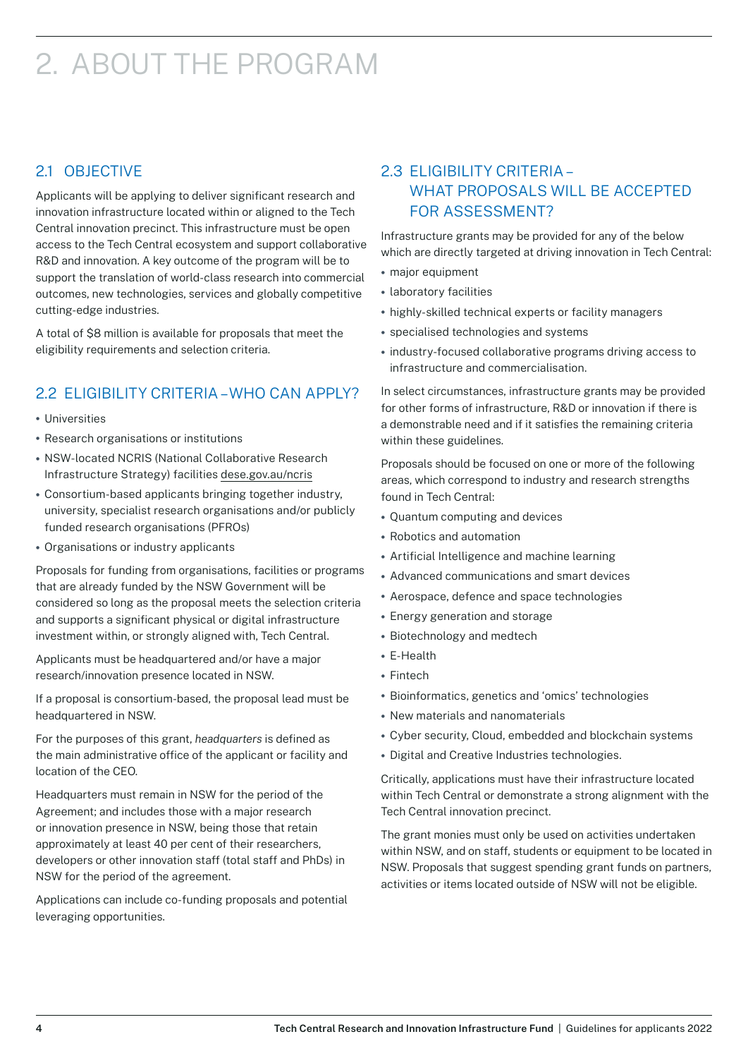# 2. ABOUT THE PROGRAM

## 2.1 OBJECTIVE

Applicants will be applying to deliver significant research and innovation infrastructure located within or aligned to the Tech Central innovation precinct. This infrastructure must be open access to the Tech Central ecosystem and support collaborative R&D and innovation. A key outcome of the program will be to support the translation of world-class research into commercial outcomes, new technologies, services and globally competitive cutting-edge industries.

A total of $8 million is available for proposals that meet the eligibility requirements and selection criteria.

## 2.2 ELIGIBILITY CRITERIA – WHO CAN APPLY?

- Universities
- Research organisations or institutions
- NSW-located NCRIS (National Collaborative Research Infrastructure Strategy) facilities dese.gov.au/ncris
- Consortium-based applicants bringing together industry, university, specialist research organisations and/or publicly funded research organisations (PFROs)
- Organisations or industry applicants

Proposals for funding from organisations, facilities or programs that are already funded by the NSW Government will be considered so long as the proposal meets the selection criteria and supports a significant physical or digital infrastructure investment within, or strongly aligned with, Tech Central.

Applicants must be headquartered and/or have a major research/innovation presence located in NSW.

If a proposal is consortium-based, the proposal lead must be headquartered in NSW.

For the purposes of this grant, *headquarters* is defined as the main administrative office of the applicant or facility and location of the CEO.

Headquarters must remain in NSW for the period of the Agreement; and includes those with a major research or innovation presence in NSW, being those that retain approximately at least 40 per cent of their researchers, developers or other innovation staff (total staff and PhDs) in NSW for the period of the agreement.

Applications can include co-funding proposals and potential leveraging opportunities.

## 2.3 ELIGIBILITY CRITERIA – WHAT PROPOSALS WILL BE ACCEPTED FOR ASSESSMENT?

Infrastructure grants may be provided for any of the below which are directly targeted at driving innovation in Tech Central:

- major equipment
- laboratory facilities
- highly-skilled technical experts or facility managers
- specialised technologies and systems
- industry-focused collaborative programs driving access to infrastructure and commercialisation.

In select circumstances, infrastructure grants may be provided for other forms of infrastructure, R&D or innovation if there is a demonstrable need and if it satisfies the remaining criteria within these guidelines.

Proposals should be focused on one or more of the following areas, which correspond to industry and research strengths found in Tech Central:

- Quantum computing and devices
- Robotics and automation
- Artificial Intelligence and machine learning
- Advanced communications and smart devices
- Aerospace, defence and space technologies
- Energy generation and storage
- Biotechnology and medtech
- E-Health
- Fintech
- Bioinformatics, genetics and 'omics' technologies
- New materials and nanomaterials
- Cyber security, Cloud, embedded and blockchain systems
- Digital and Creative Industries technologies.

Critically, applications must have their infrastructure located within Tech Central or demonstrate a strong alignment with the Tech Central innovation precinct.

The grant monies must only be used on activities undertaken within NSW, and on staff, students or equipment to be located in NSW. Proposals that suggest spending grant funds on partners, activities or items located outside of NSW will not be eligible.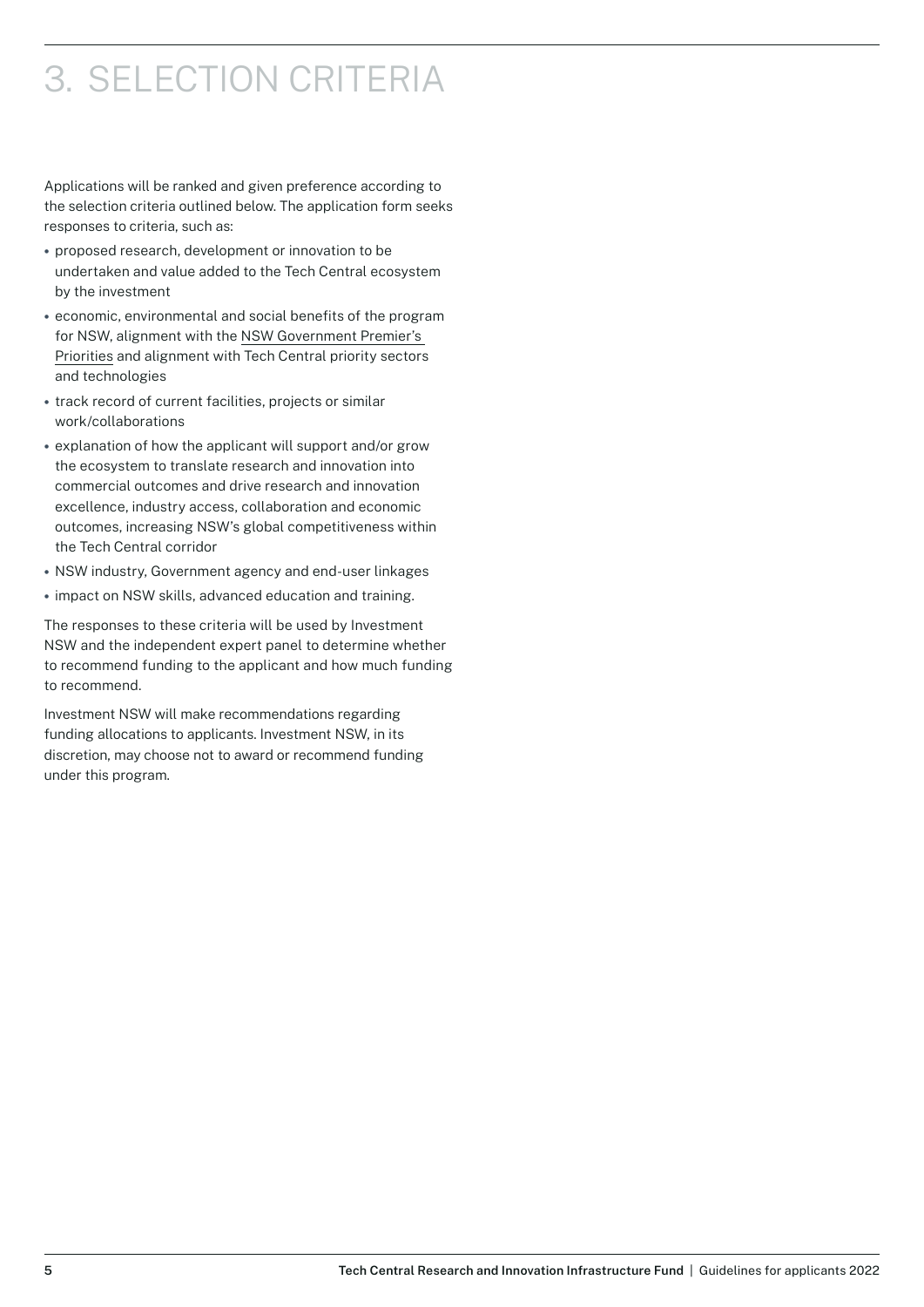# 3. SELECTION CRITERIA

Applications will be ranked and given preference according to the selection criteria outlined below. The application form seeks responses to criteria, such as:

- proposed research, development or innovation to be undertaken and value added to the Tech Central ecosystem by the investment
- economic, environmental and social benefits of the program for NSW, alignment with the NSW Government Premier's Priorities and alignment with Tech Central priority sectors and technologies
- track record of current facilities, projects or similar work/collaborations
- explanation of how the applicant will support and/or grow the ecosystem to translate research and innovation into commercial outcomes and drive research and innovation excellence, industry access, collaboration and economic outcomes, increasing NSW's global competitiveness within the Tech Central corridor
- NSW industry, Government agency and end-user linkages
- impact on NSW skills, advanced education and training.

The responses to these criteria will be used by Investment NSW and the independent expert panel to determine whether to recommend funding to the applicant and how much funding to recommend.

Investment NSW will make recommendations regarding funding allocations to applicants. Investment NSW, in its discretion, may choose not to award or recommend funding under this program.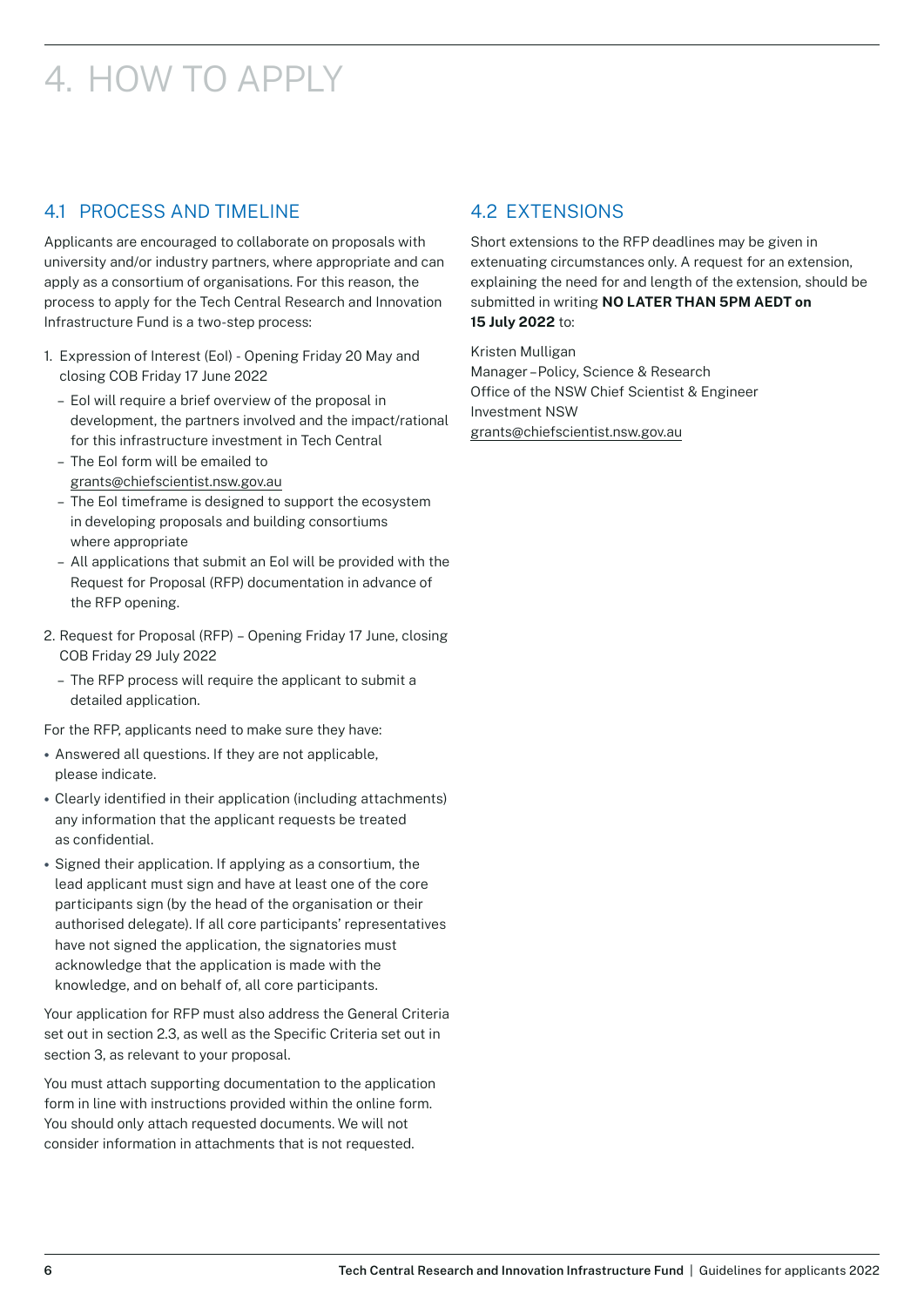# 4. HOW TO APPLY

## 4.1 PROCESS AND TIMELINE

Applicants are encouraged to collaborate on proposals with university and/or industry partners, where appropriate and can apply as a consortium of organisations. For this reason, the process to apply for the Tech Central Research and Innovation Infrastructure Fund is a two-step process:

1. Expression of Interest (EoI) - Opening Friday 20 May and closing COB Friday 17 June 2022
   - EoI will require a brief overview of the proposal in development, the partners involved and the impact/rational for this infrastructure investment in Tech Central
   - The EoI form will be emailed to grants@chiefscientist.nsw.gov.au
   - The EoI timeframe is designed to support the ecosystem in developing proposals and building consortiums where appropriate
   - All applications that submit an EoI will be provided with the Request for Proposal (RFP) documentation in advance of the RFP opening.
2. Request for Proposal (RFP) – Opening Friday 17 June, closing COB Friday 29 July 2022
   - The RFP process will require the applicant to submit a detailed application.

For the RFP, applicants need to make sure they have:

- Answered all questions. If they are not applicable, please indicate.
- Clearly identified in their application (including attachments) any information that the applicant requests be treated as confidential.
- Signed their application. If applying as a consortium, the lead applicant must sign and have at least one of the core participants sign (by the head of the organisation or their authorised delegate). If all core participants' representatives have not signed the application, the signatories must acknowledge that the application is made with the knowledge, and on behalf of, all core participants.

Your application for RFP must also address the General Criteria set out in section 2.3, as well as the Specific Criteria set out in section 3, as relevant to your proposal.

You must attach supporting documentation to the application form in line with instructions provided within the online form. You should only attach requested documents. We will not consider information in attachments that is not requested.

## 4.2 EXTENSIONS

Short extensions to the RFP deadlines may be given in extenuating circumstances only. A request for an extension, explaining the need for and length of the extension, should be submitted in writing **NO LATER THAN 5PM AEDT on 15 July 2022** to:

Kristen Mulligan
Manager – Policy, Science & Research
Office of the NSW Chief Scientist & Engineer
Investment NSW
grants@chiefscientist.nsw.gov.au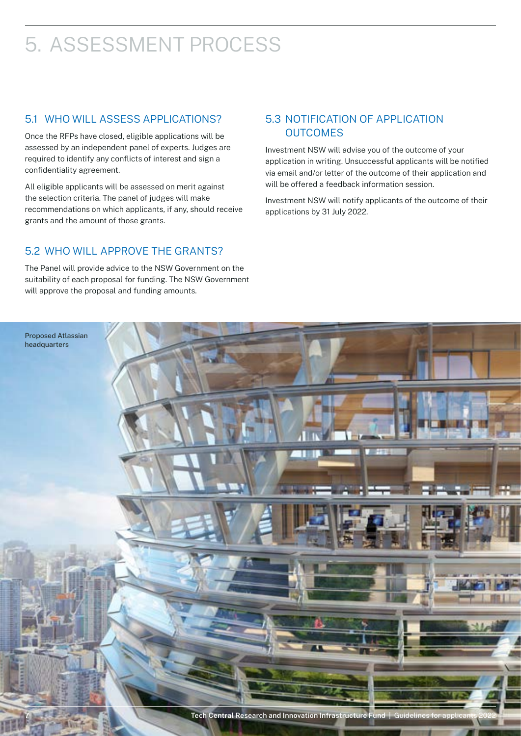# 5. ASSESSMENT PROCESS

## 5.1 WHO WILL ASSESS APPLICATIONS?

Once the RFPs have closed, eligible applications will be assessed by an independent panel of experts. Judges are required to identify any conflicts of interest and sign a confidentiality agreement.

All eligible applicants will be assessed on merit against the selection criteria. The panel of judges will make recommendations on which applicants, if any, should receive grants and the amount of those grants.

## 5.2 WHO WILL APPROVE THE GRANTS?

The Panel will provide advice to the NSW Government on the suitability of each proposal for funding. The NSW Government will approve the proposal and funding amounts.

## 5.3 NOTIFICATION OF APPLICATION OUTCOMES

Investment NSW will advise you of the outcome of your application in writing. Unsuccessful applicants will be notified via email and/or letter of the outcome of their application and will be offered a feedback information session.

Investment NSW will notify applicants of the outcome of their applications by 31 July 2022.

Proposed Atlassian headquarters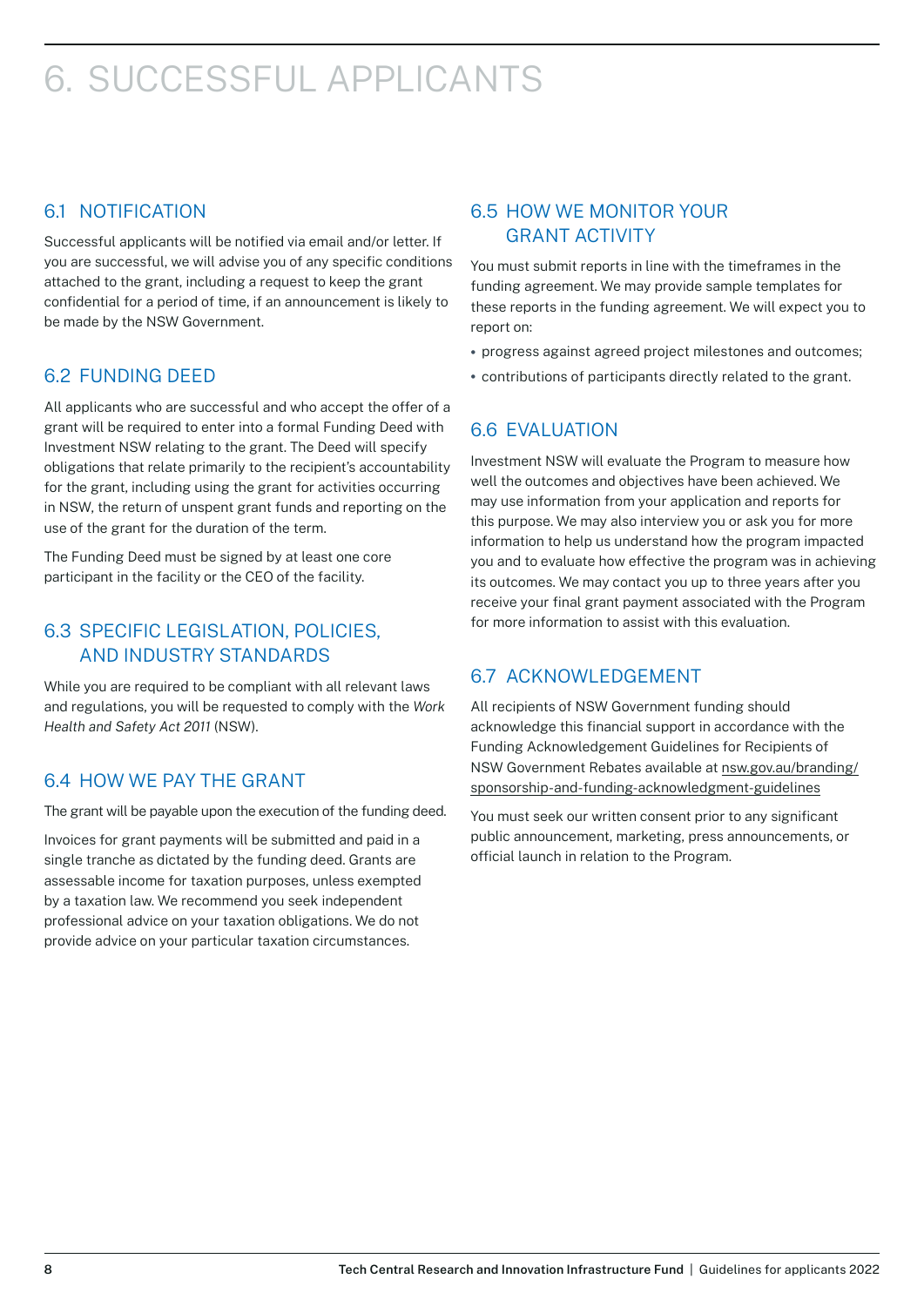# 6. SUCCESSFUL APPLICANTS

## 6.1 NOTIFICATION

Successful applicants will be notified via email and/or letter. If you are successful, we will advise you of any specific conditions attached to the grant, including a request to keep the grant confidential for a period of time, if an announcement is likely to be made by the NSW Government.

## 6.2 FUNDING DEED

All applicants who are successful and who accept the offer of a grant will be required to enter into a formal Funding Deed with Investment NSW relating to the grant. The Deed will specify obligations that relate primarily to the recipient's accountability for the grant, including using the grant for activities occurring in NSW, the return of unspent grant funds and reporting on the use of the grant for the duration of the term.

The Funding Deed must be signed by at least one core participant in the facility or the CEO of the facility.

## 6.3 SPECIFIC LEGISLATION, POLICIES, AND INDUSTRY STANDARDS

While you are required to be compliant with all relevant laws and regulations, you will be requested to comply with the *Work Health and Safety Act 2011* (NSW).

## 6.4 HOW WE PAY THE GRANT

The grant will be payable upon the execution of the funding deed.

Invoices for grant payments will be submitted and paid in a single tranche as dictated by the funding deed. Grants are assessable income for taxation purposes, unless exempted by a taxation law. We recommend you seek independent professional advice on your taxation obligations. We do not provide advice on your particular taxation circumstances.

## 6.5 HOW WE MONITOR YOUR GRANT ACTIVITY

You must submit reports in line with the timeframes in the funding agreement. We may provide sample templates for these reports in the funding agreement. We will expect you to report on:

- progress against agreed project milestones and outcomes;
- contributions of participants directly related to the grant.

## 6.6 EVALUATION

Investment NSW will evaluate the Program to measure how well the outcomes and objectives have been achieved. We may use information from your application and reports for this purpose. We may also interview you or ask you for more information to help us understand how the program impacted you and to evaluate how effective the program was in achieving its outcomes. We may contact you up to three years after you receive your final grant payment associated with the Program for more information to assist with this evaluation.

## 6.7 ACKNOWLEDGEMENT

All recipients of NSW Government funding should acknowledge this financial support in accordance with the Funding Acknowledgement Guidelines for Recipients of NSW Government Rebates available at nsw.gov.au/branding/sponsorship-and-funding-acknowledgment-guidelines

You must seek our written consent prior to any significant public announcement, marketing, press announcements, or official launch in relation to the Program.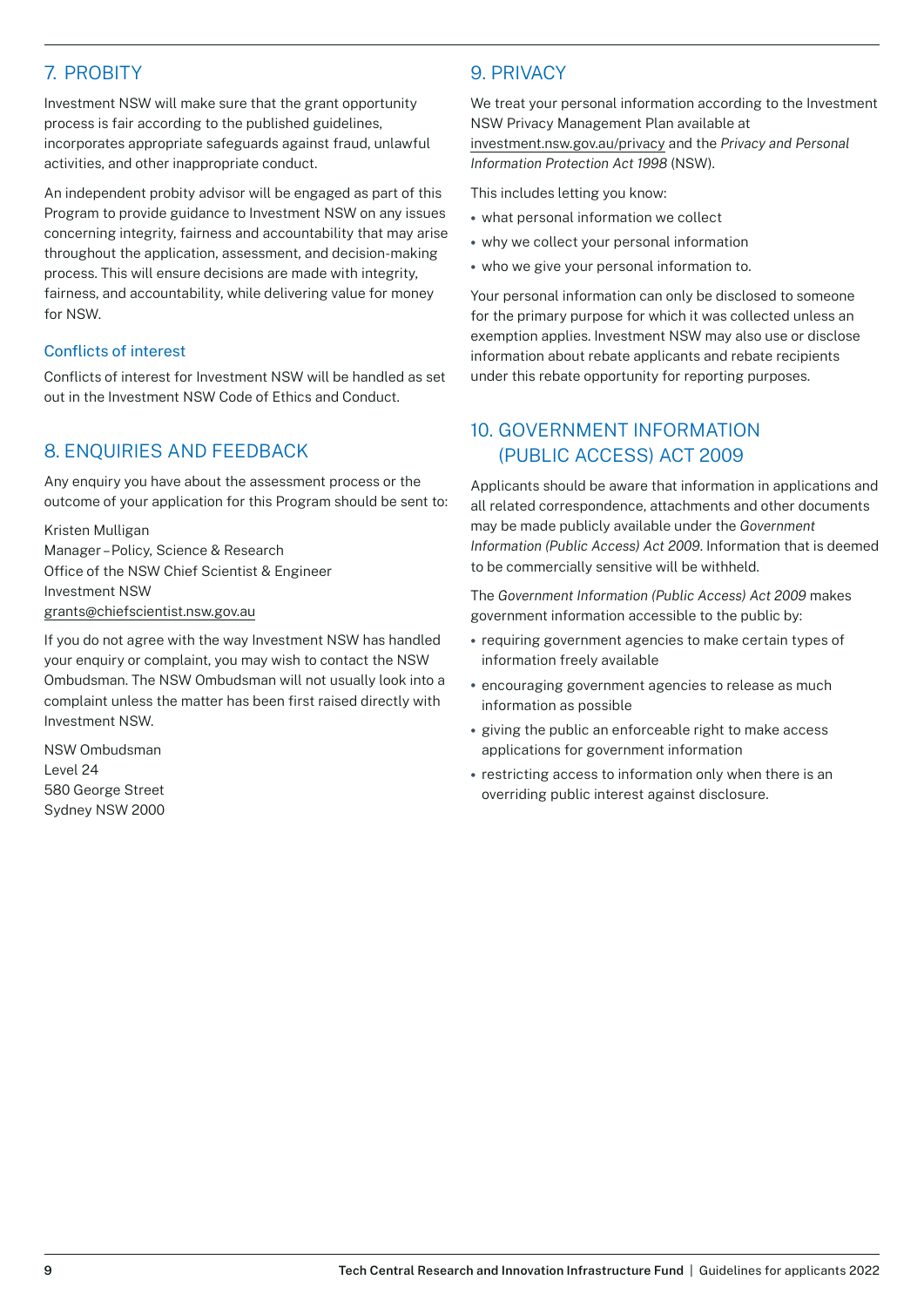## 7. PROBITY

Investment NSW will make sure that the grant opportunity process is fair according to the published guidelines, incorporates appropriate safeguards against fraud, unlawful activities, and other inappropriate conduct.

An independent probity advisor will be engaged as part of this Program to provide guidance to Investment NSW on any issues concerning integrity, fairness and accountability that may arise throughout the application, assessment, and decision-making process. This will ensure decisions are made with integrity, fairness, and accountability, while delivering value for money for NSW.

### Conflicts of interest

Conflicts of interest for Investment NSW will be handled as set out in the Investment NSW Code of Ethics and Conduct.

## 8. ENQUIRIES AND FEEDBACK

Any enquiry you have about the assessment process or the outcome of your application for this Program should be sent to:

Kristen Mulligan
Manager – Policy, Science & Research
Office of the NSW Chief Scientist & Engineer
Investment NSW
grants@chiefscientist.nsw.gov.au

If you do not agree with the way Investment NSW has handled your enquiry or complaint, you may wish to contact the NSW Ombudsman. The NSW Ombudsman will not usually look into a complaint unless the matter has been first raised directly with Investment NSW.

NSW Ombudsman
Level 24
580 George Street
Sydney NSW 2000

## 9. PRIVACY

We treat your personal information according to the Investment NSW Privacy Management Plan available at investment.nsw.gov.au/privacy and the *Privacy and Personal Information Protection Act 1998* (NSW).

This includes letting you know:

- what personal information we collect
- why we collect your personal information
- who we give your personal information to.

Your personal information can only be disclosed to someone for the primary purpose for which it was collected unless an exemption applies. Investment NSW may also use or disclose information about rebate applicants and rebate recipients under this rebate opportunity for reporting purposes.

## 10. GOVERNMENT INFORMATION (PUBLIC ACCESS) ACT 2009

Applicants should be aware that information in applications and all related correspondence, attachments and other documents may be made publicly available under the *Government Information (Public Access) Act 2009*. Information that is deemed to be commercially sensitive will be withheld.

The *Government Information (Public Access) Act 2009* makes government information accessible to the public by:

- requiring government agencies to make certain types of information freely available
- encouraging government agencies to release as much information as possible
- giving the public an enforceable right to make access applications for government information
- restricting access to information only when there is an overriding public interest against disclosure.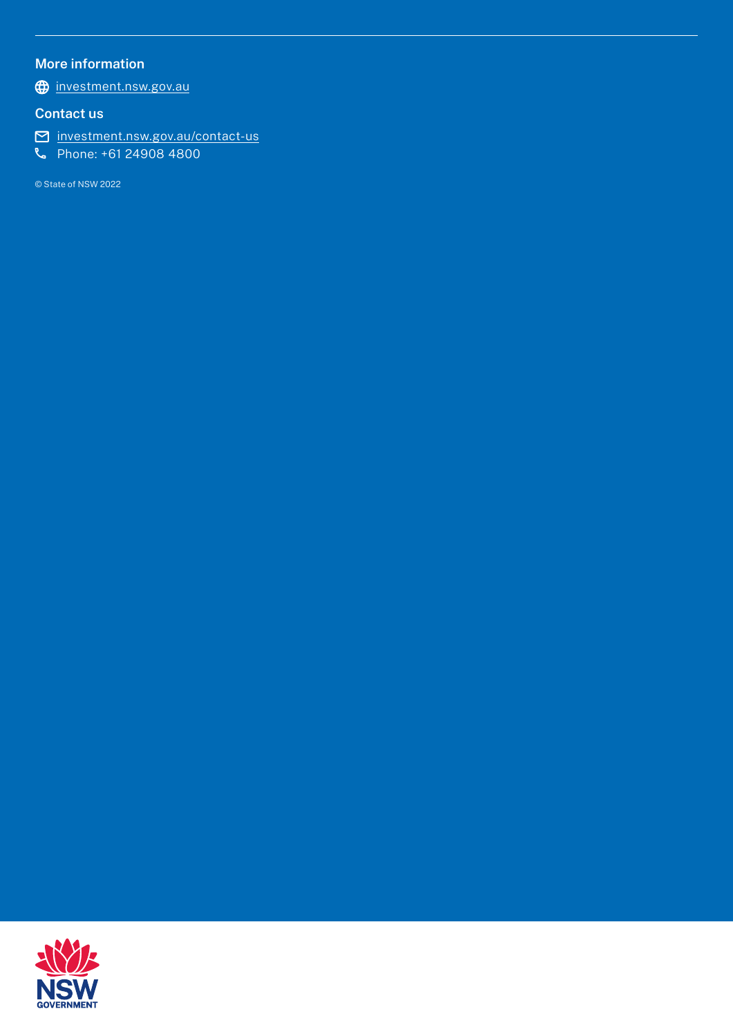## More information

investment.nsw.gov.au

## Contact us

investment.nsw.gov.au/contact-us

Phone: +61 24908 4800

© State of NSW 2022

NSW GOVERNMENT